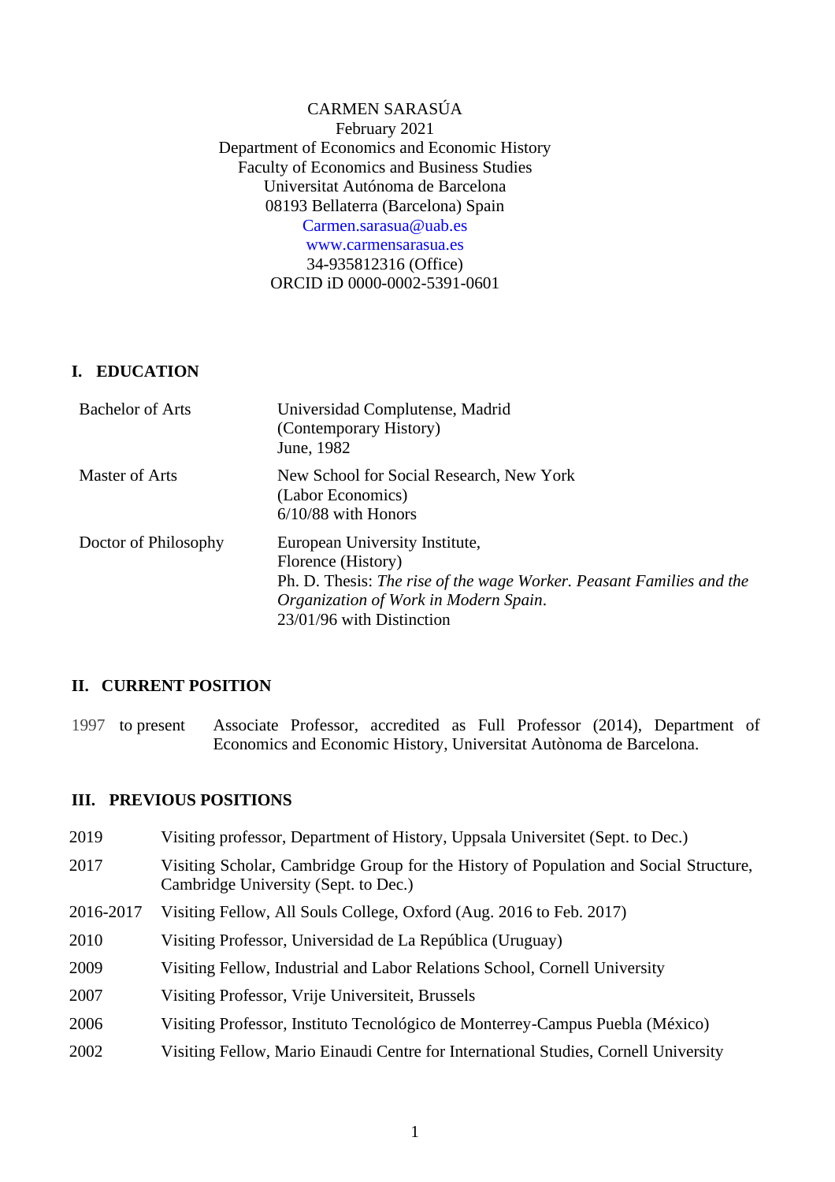CARMEN SARASÚA
February 2021
Department of Economics and Economic History
Faculty of Economics and Business Studies
Universitat Autónoma de Barcelona
08193 Bellaterra (Barcelona) Spain
Carmen.sarasua@uab.es
www.carmensarasua.es
34-935812316 (Office)
ORCID iD 0000-0002-5391-0601

## I. EDUCATION

| | |
|---|---|
| Bachelor of Arts | Universidad Complutense, Madrid (Contemporary History) June, 1982 |
| Master of Arts | New School for Social Research, New York (Labor Economics) 6/10/88 with Honors |
| Doctor of Philosophy | European University Institute, Florence (History) Ph. D. Thesis: *The rise of the wage Worker. Peasant Families and the Organization of Work in Modern Spain*. 23/01/96 with Distinction |

## II. CURRENT POSITION

1997 to present — Associate Professor, accredited as Full Professor (2014), Department of Economics and Economic History, Universitat Autònoma de Barcelona.

## III. PREVIOUS POSITIONS

| | |
|---|---|
| 2019 | Visiting professor, Department of History, Uppsala Universitet (Sept. to Dec.) |
| 2017 | Visiting Scholar, Cambridge Group for the History of Population and Social Structure, Cambridge University (Sept. to Dec.) |
| 2016-2017 | Visiting Fellow, All Souls College, Oxford (Aug. 2016 to Feb. 2017) |
| 2010 | Visiting Professor, Universidad de La República (Uruguay) |
| 2009 | Visiting Fellow, Industrial and Labor Relations School, Cornell University |
| 2007 | Visiting Professor, Vrije Universiteit, Brussels |
| 2006 | Visiting Professor, Instituto Tecnológico de Monterrey-Campus Puebla (México) |
| 2002 | Visiting Fellow, Mario Einaudi Centre for International Studies, Cornell University |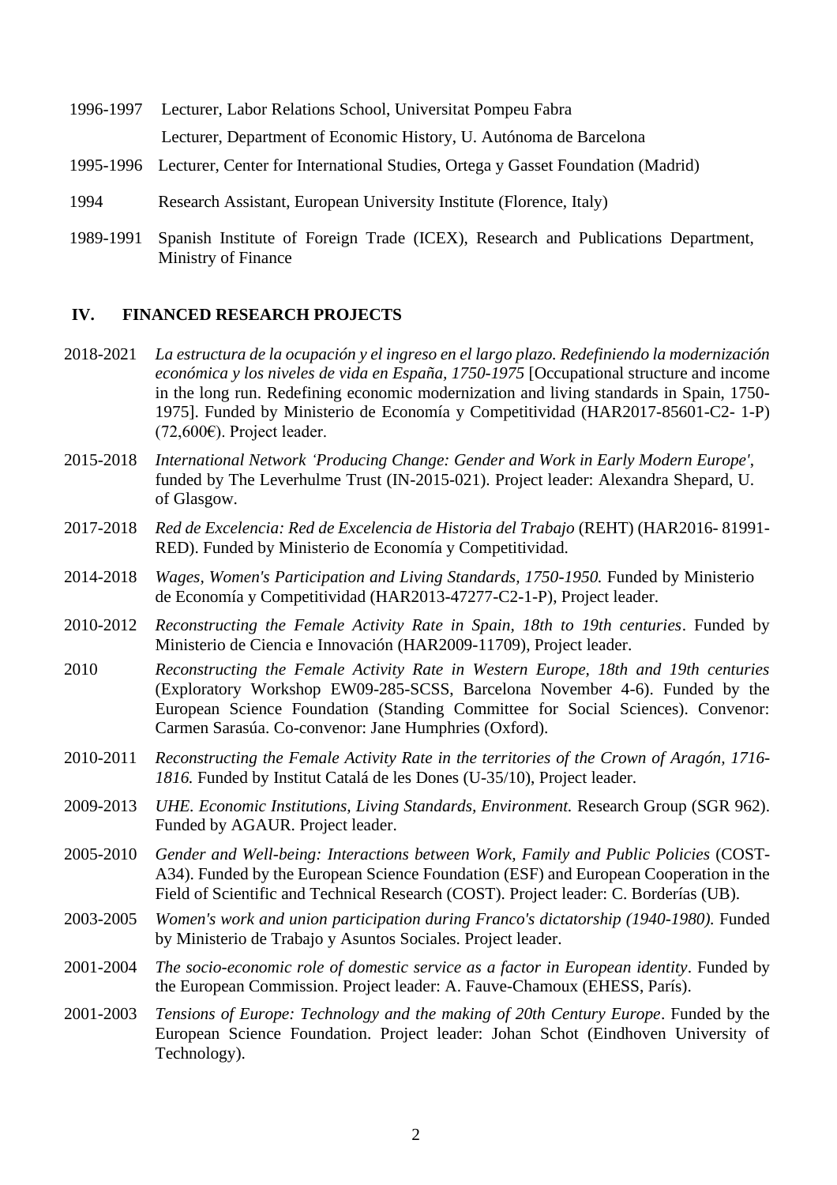1996-1997 Lecturer, Labor Relations School, Universitat Pompeu Fabra

Lecturer, Department of Economic History, U. Autónoma de Barcelona

1995-1996 Lecturer, Center for International Studies, Ortega y Gasset Foundation (Madrid)

1994 Research Assistant, European University Institute (Florence, Italy)

1989-1991 Spanish Institute of Foreign Trade (ICEX), Research and Publications Department, Ministry of Finance

## IV. FINANCED RESEARCH PROJECTS

2018-2021 *La estructura de la ocupación y el ingreso en el largo plazo. Redefiniendo la modernización económica y los niveles de vida en España, 1750-1975* [Occupational structure and income in the long run. Redefining economic modernization and living standards in Spain, 1750-1975]. Funded by Ministerio de Economía y Competitividad (HAR2017-85601-C2- 1-P) (72,600€). Project leader.

2015-2018 *International Network 'Producing Change: Gender and Work in Early Modern Europe'*, funded by The Leverhulme Trust (IN-2015-021). Project leader: Alexandra Shepard, U. of Glasgow.

2017-2018 *Red de Excelencia: Red de Excelencia de Historia del Trabajo* (REHT) (HAR2016- 81991-RED). Funded by Ministerio de Economía y Competitividad.

2014-2018 *Wages, Women's Participation and Living Standards, 1750-1950.* Funded by Ministerio de Economía y Competitividad (HAR2013-47277-C2-1-P), Project leader.

2010-2012 *Reconstructing the Female Activity Rate in Spain, 18th to 19th centuries*. Funded by Ministerio de Ciencia e Innovación (HAR2009-11709), Project leader.

2010 *Reconstructing the Female Activity Rate in Western Europe, 18th and 19th centuries* (Exploratory Workshop EW09-285-SCSS, Barcelona November 4-6). Funded by the European Science Foundation (Standing Committee for Social Sciences). Convenor: Carmen Sarasúa. Co-convenor: Jane Humphries (Oxford).

2010-2011 *Reconstructing the Female Activity Rate in the territories of the Crown of Aragón, 1716-1816.* Funded by Institut Catalá de les Dones (U-35/10), Project leader.

2009-2013 *UHE. Economic Institutions, Living Standards, Environment.* Research Group (SGR 962). Funded by AGAUR. Project leader.

2005-2010 *Gender and Well-being: Interactions between Work, Family and Public Policies* (COST-A34). Funded by the European Science Foundation (ESF) and European Cooperation in the Field of Scientific and Technical Research (COST). Project leader: C. Borderías (UB).

2003-2005 *Women's work and union participation during Franco's dictatorship (1940-1980).* Funded by Ministerio de Trabajo y Asuntos Sociales. Project leader.

2001-2004 *The socio-economic role of domestic service as a factor in European identity*. Funded by the European Commission. Project leader: A. Fauve-Chamoux (EHESS, París).

2001-2003 *Tensions of Europe: Technology and the making of 20th Century Europe*. Funded by the European Science Foundation. Project leader: Johan Schot (Eindhoven University of Technology).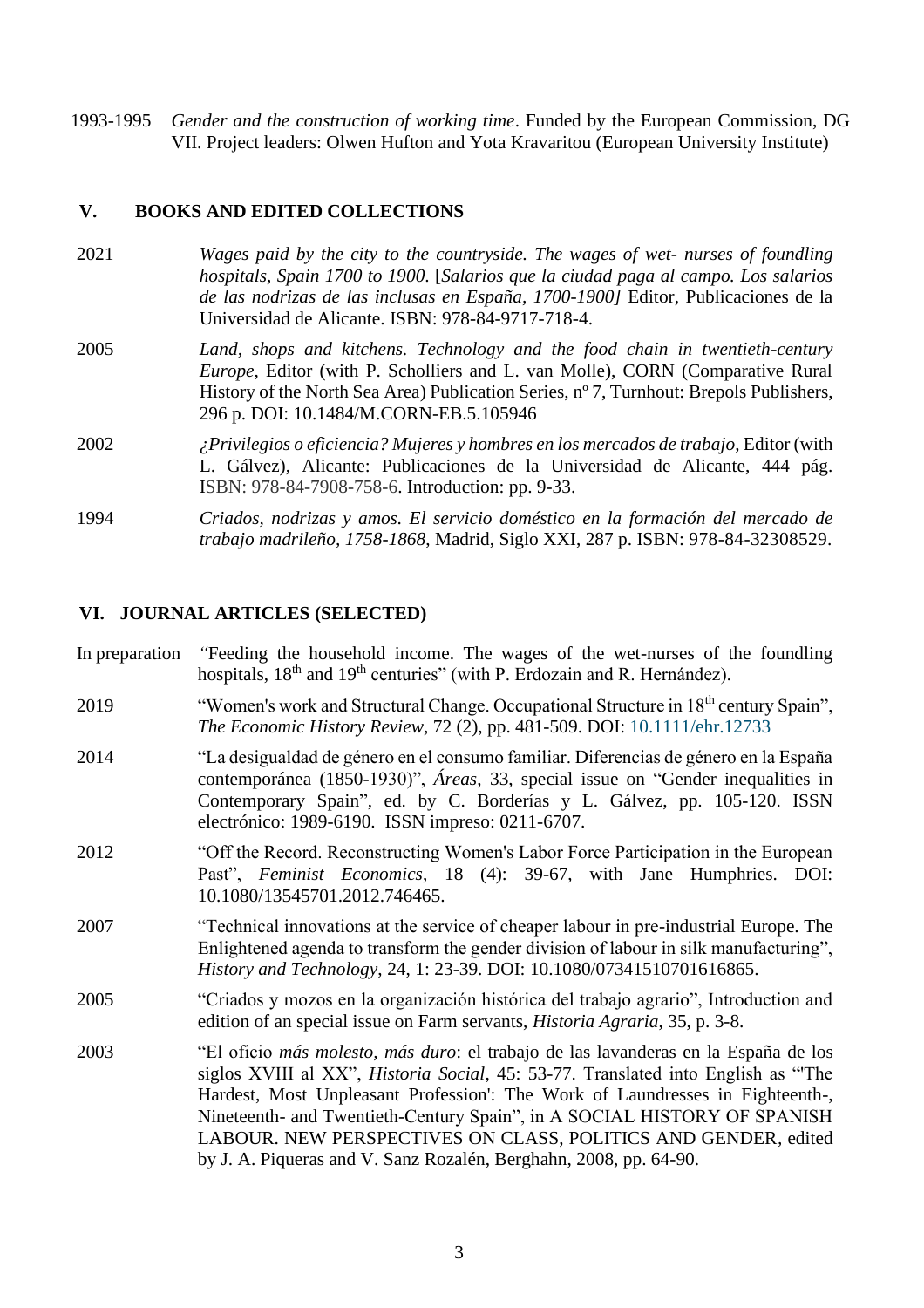1993-1995 *Gender and the construction of working time*. Funded by the European Commission, DG VII. Project leaders: Olwen Hufton and Yota Kravaritou (European University Institute)

## V. BOOKS AND EDITED COLLECTIONS

2021 *Wages paid by the city to the countryside. The wages of wet- nurses of foundling hospitals, Spain 1700 to 1900.* [*Salarios que la ciudad paga al campo. Los salarios de las nodrizas de las inclusas en España, 1700-1900]* Editor, Publicaciones de la Universidad de Alicante. ISBN: 978-84-9717-718-4.

2005 *Land, shops and kitchens. Technology and the food chain in twentieth-century Europe*, Editor (with P. Scholliers and L. van Molle), CORN (Comparative Rural History of the North Sea Area) Publication Series, nº 7, Turnhout: Brepols Publishers, 296 p. DOI: 10.1484/M.CORN-EB.5.105946

2002 *¿Privilegios o eficiencia? Mujeres y hombres en los mercados de trabajo*, Editor (with L. Gálvez), Alicante: Publicaciones de la Universidad de Alicante, 444 pág. ISBN: 978-84-7908-758-6. Introduction: pp. 9-33.

1994 *Criados, nodrizas y amos. El servicio doméstico en la formación del mercado de trabajo madrileño, 1758-1868*, Madrid, Siglo XXI, 287 p. ISBN: 978-84-32308529.

## VI. JOURNAL ARTICLES (SELECTED)

In preparation *"*Feeding the household income. The wages of the wet-nurses of the foundling hospitals, 18th and 19th centuries" (with P. Erdozain and R. Hernández).

2019 "Women's work and Structural Change. Occupational Structure in 18th century Spain", *The Economic History Review*, 72 (2), pp. 481-509. DOI: 10.1111/ehr.12733

2014 "La desigualdad de género en el consumo familiar. Diferencias de género en la España contemporánea (1850-1930)", *Áreas*, 33, special issue on "Gender inequalities in Contemporary Spain", ed. by C. Borderías y L. Gálvez, pp. 105-120. ISSN electrónico: 1989-6190. ISSN impreso: 0211-6707.

2012 "Off the Record. Reconstructing Women's Labor Force Participation in the European Past", *Feminist Economics*, 18 (4): 39-67, with Jane Humphries. DOI: 10.1080/13545701.2012.746465.

2007 "Technical innovations at the service of cheaper labour in pre-industrial Europe. The Enlightened agenda to transform the gender division of labour in silk manufacturing", *History and Technology*, 24, 1: 23-39. DOI: 10.1080/07341510701616865.

2005 "Criados y mozos en la organización histórica del trabajo agrario", Introduction and edition of an special issue on Farm servants, *Historia Agraria*, 35, p. 3-8.

2003 "El oficio *más molesto, más duro*: el trabajo de las lavanderas en la España de los siglos XVIII al XX", *Historia Social*, 45: 53-77. Translated into English as "'The Hardest, Most Unpleasant Profession': The Work of Laundresses in Eighteenth-, Nineteenth- and Twentieth-Century Spain", in A SOCIAL HISTORY OF SPANISH LABOUR. NEW PERSPECTIVES ON CLASS, POLITICS AND GENDER, edited by J. A. Piqueras and V. Sanz Rozalén, Berghahn, 2008, pp. 64-90.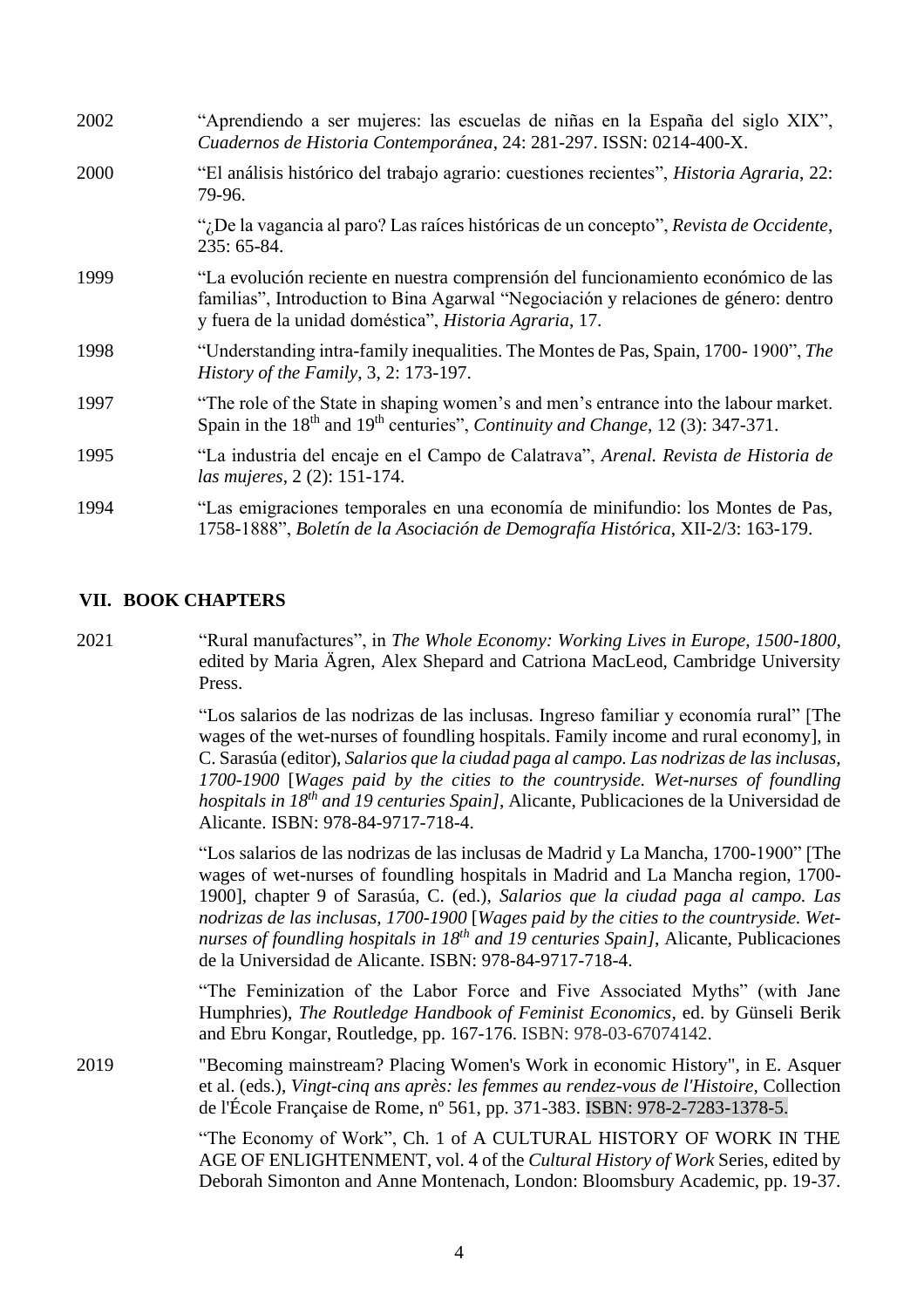2002 "Aprendiendo a ser mujeres: las escuelas de niñas en la España del siglo XIX", *Cuadernos de Historia Contemporánea*, 24: 281-297. ISSN: 0214-400-X.

2000 "El análisis histórico del trabajo agrario: cuestiones recientes", *Historia Agraria*, 22: 79-96.

"¿De la vagancia al paro? Las raíces históricas de un concepto", *Revista de Occidente*, 235: 65-84.

1999 "La evolución reciente en nuestra comprensión del funcionamiento económico de las familias", Introduction to Bina Agarwal "Negociación y relaciones de género: dentro y fuera de la unidad doméstica", *Historia Agraria*, 17.

1998 "Understanding intra-family inequalities. The Montes de Pas, Spain, 1700- 1900", *The History of the Family*, 3, 2: 173-197.

1997 "The role of the State in shaping women's and men's entrance into the labour market. Spain in the 18th and 19th centuries", *Continuity and Change*, 12 (3): 347-371.

1995 "La industria del encaje en el Campo de Calatrava", *Arenal. Revista de Historia de las mujeres*, 2 (2): 151-174.

1994 "Las emigraciones temporales en una economía de minifundio: los Montes de Pas, 1758-1888", *Boletín de la Asociación de Demografía Histórica*, XII-2/3: 163-179.

## VII. BOOK CHAPTERS

2021 "Rural manufactures", in *The Whole Economy: Working Lives in Europe, 1500-1800*, edited by Maria Ägren, Alex Shepard and Catriona MacLeod, Cambridge University Press.

"Los salarios de las nodrizas de las inclusas. Ingreso familiar y economía rural" [The wages of the wet-nurses of foundling hospitals. Family income and rural economy], in C. Sarasúa (editor), *Salarios que la ciudad paga al campo. Las nodrizas de las inclusas, 1700-1900* [*Wages paid by the cities to the countryside. Wet-nurses of foundling hospitals in 18th and 19 centuries Spain]*, Alicante, Publicaciones de la Universidad de Alicante. ISBN: 978-84-9717-718-4.

"Los salarios de las nodrizas de las inclusas de Madrid y La Mancha, 1700-1900" [The wages of wet-nurses of foundling hospitals in Madrid and La Mancha region, 1700-1900], chapter 9 of Sarasúa, C. (ed.), *Salarios que la ciudad paga al campo. Las nodrizas de las inclusas, 1700-1900* [*Wages paid by the cities to the countryside. Wet-nurses of foundling hospitals in 18th and 19 centuries Spain]*, Alicante, Publicaciones de la Universidad de Alicante. ISBN: 978-84-9717-718-4.

"The Feminization of the Labor Force and Five Associated Myths" (with Jane Humphries), *The Routledge Handbook of Feminist Economics*, ed. by Günseli Berik and Ebru Kongar, Routledge, pp. 167-176. ISBN: 978-03-67074142.

2019 "Becoming mainstream? Placing Women's Work in economic History", in E. Asquer et al. (eds.), *Vingt-cinq ans après: les femmes au rendez-vous de l'Histoire*, Collection de l'École Française de Rome, nº 561, pp. 371-383. ISBN: 978-2-7283-1378-5.

"The Economy of Work", Ch. 1 of A CULTURAL HISTORY OF WORK IN THE AGE OF ENLIGHTENMENT, vol. 4 of the *Cultural History of Work* Series, edited by Deborah Simonton and Anne Montenach, London: Bloomsbury Academic, pp. 19-37.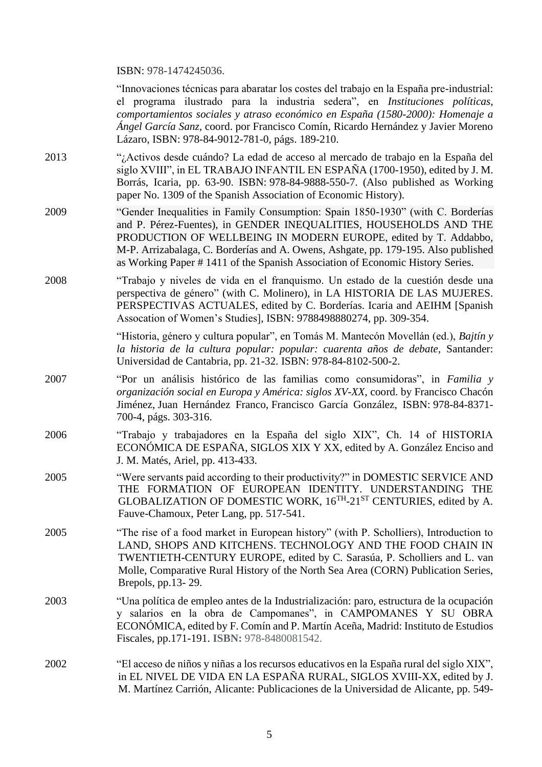ISBN: 978-1474245036.

"Innovaciones técnicas para abaratar los costes del trabajo en la España pre-industrial: el programa ilustrado para la industria sedera", en *Instituciones políticas, comportamientos sociales y atraso económico en España (1580-2000): Homenaje a Ángel García Sanz*, coord. por Francisco Comín, Ricardo Hernández y Javier Moreno Lázaro, ISBN: 978-84-9012-781-0, págs. 189-210.

2013 "¿Activos desde cuándo? La edad de acceso al mercado de trabajo en la España del siglo XVIII", in EL TRABAJO INFANTIL EN ESPAÑA (1700-1950), edited by J. M. Borrás, Icaria, pp. 63-90. ISBN: 978-84-9888-550-7. (Also published as Working paper No. 1309 of the Spanish Association of Economic History).

2009 "Gender Inequalities in Family Consumption: Spain 1850-1930" (with C. Borderías and P. Pérez-Fuentes), in GENDER INEQUALITIES, HOUSEHOLDS AND THE PRODUCTION OF WELLBEING IN MODERN EUROPE, edited by T. Addabbo, M-P. Arrizabalaga, C. Borderías and A. Owens, Ashgate, pp. 179-195. Also published as Working Paper # 1411 of the Spanish Association of Economic History Series.

2008 "Trabajo y niveles de vida en el franquismo. Un estado de la cuestión desde una perspectiva de género" (with C. Molinero), in LA HISTORIA DE LAS MUJERES. PERSPECTIVAS ACTUALES, edited by C. Borderías. Icaria and AEIHM [Spanish Assocation of Women's Studies], ISBN: 9788498880274, pp. 309-354.

"Historia, género y cultura popular", en Tomás M. Mantecón Movellán (ed.), *Bajtín y la historia de la cultura popular: popular: cuarenta años de debate*, Santander: Universidad de Cantabria, pp. 21-32. ISBN: 978-84-8102-500-2.

2007 "Por un análisis histórico de las familias como consumidoras", in *Familia y organización social en Europa y América: siglos XV-XX*, coord. by Francisco Chacón Jiménez, Juan Hernández Franco, Francisco García González, ISBN: 978-84-8371-700-4, págs. 303-316.

2006 "Trabajo y trabajadores en la España del siglo XIX", Ch. 14 of HISTORIA ECONÓMICA DE ESPAÑA, SIGLOS XIX Y XX, edited by A. González Enciso and J. M. Matés, Ariel, pp. 413-433.

2005 "Were servants paid according to their productivity?" in DOMESTIC SERVICE AND THE FORMATION OF EUROPEAN IDENTITY. UNDERSTANDING THE GLOBALIZATION OF DOMESTIC WORK, 16TH-21ST CENTURIES, edited by A. Fauve-Chamoux, Peter Lang, pp. 517-541.

2005 "The rise of a food market in European history" (with P. Scholliers), Introduction to LAND, SHOPS AND KITCHENS. TECHNOLOGY AND THE FOOD CHAIN IN TWENTIETH-CENTURY EUROPE, edited by C. Sarasúa, P. Scholliers and L. van Molle, Comparative Rural History of the North Sea Area (CORN) Publication Series, Brepols, pp.13- 29.

2003 "Una política de empleo antes de la Industrialización: paro, estructura de la ocupación y salarios en la obra de Campomanes", in CAMPOMANES Y SU OBRA ECONÓMICA, edited by F. Comín and P. Martín Aceña, Madrid: Instituto de Estudios Fiscales, pp.171-191. **ISBN:** 978-8480081542.

2002 "El acceso de niños y niñas a los recursos educativos en la España rural del siglo XIX", in EL NIVEL DE VIDA EN LA ESPAÑA RURAL, SIGLOS XVIII-XX, edited by J. M. Martínez Carrión, Alicante: Publicaciones de la Universidad de Alicante, pp. 549-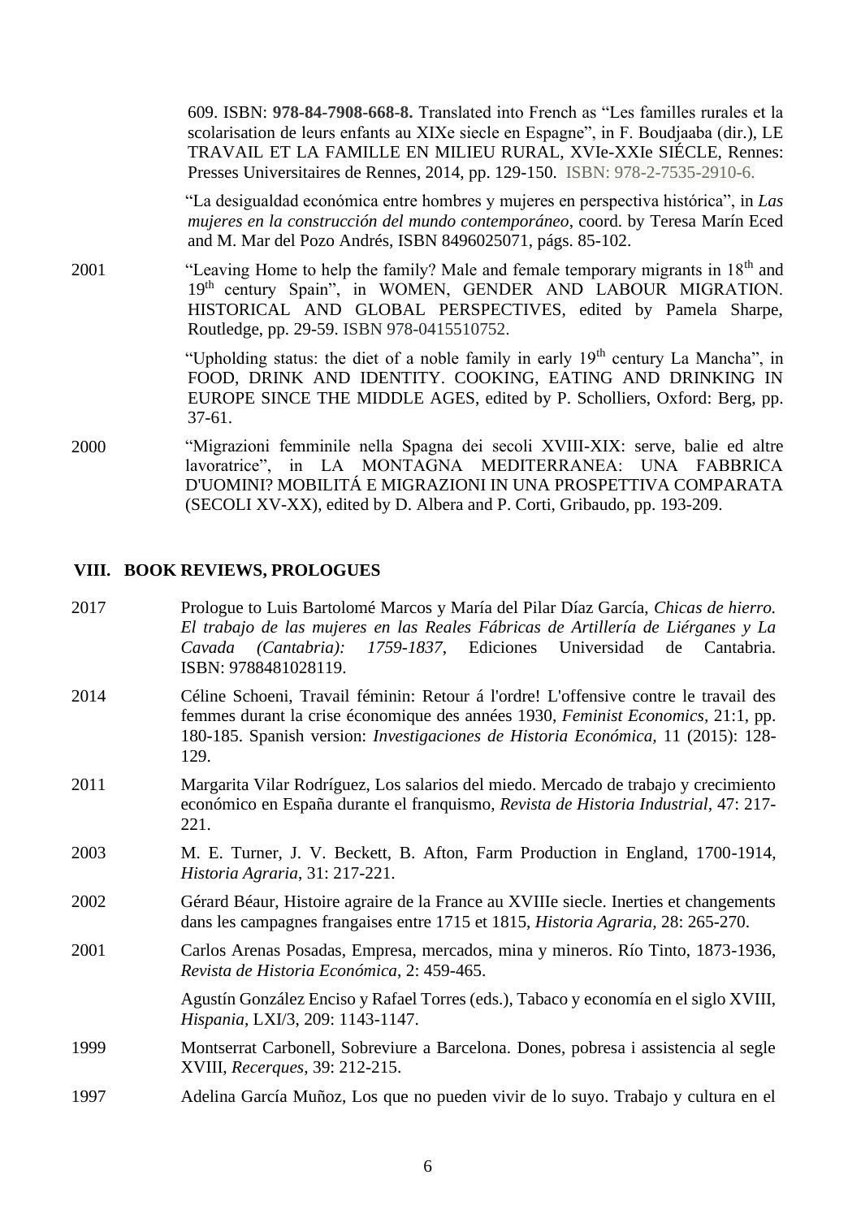609. ISBN: **978-84-7908-668-8.** Translated into French as "Les familles rurales et la scolarisation de leurs enfants au XIXe siecle en Espagne", in F. Boudjaaba (dir.), LE TRAVAIL ET LA FAMILLE EN MILIEU RURAL, XVIe-XXIe SIÉCLE, Rennes: Presses Universitaires de Rennes, 2014, pp. 129-150. ISBN: 978-2-7535-2910-6.

"La desigualdad económica entre hombres y mujeres en perspectiva histórica", in *Las mujeres en la construcción del mundo contemporáneo*, coord. by Teresa Marín Eced and M. Mar del Pozo Andrés, ISBN 8496025071, págs. 85-102.

2001 "Leaving Home to help the family? Male and female temporary migrants in 18th and 19th century Spain", in WOMEN, GENDER AND LABOUR MIGRATION. HISTORICAL AND GLOBAL PERSPECTIVES, edited by Pamela Sharpe, Routledge, pp. 29-59. ISBN 978-0415510752.

"Upholding status: the diet of a noble family in early 19th century La Mancha", in FOOD, DRINK AND IDENTITY. COOKING, EATING AND DRINKING IN EUROPE SINCE THE MIDDLE AGES, edited by P. Scholliers, Oxford: Berg, pp. 37-61.

2000 "Migrazioni femminile nella Spagna dei secoli XVIII-XIX: serve, balie ed altre lavoratrice", in LA MONTAGNA MEDITERRANEA: UNA FABBRICA D'UOMINI? MOBILITÁ E MIGRAZIONI IN UNA PROSPETTIVA COMPARATA (SECOLI XV-XX), edited by D. Albera and P. Corti, Gribaudo, pp. 193-209.

## VIII. BOOK REVIEWS, PROLOGUES

2017 Prologue to Luis Bartolomé Marcos y María del Pilar Díaz García, *Chicas de hierro. El trabajo de las mujeres en las Reales Fábricas de Artillería de Liérganes y La Cavada (Cantabria): 1759-1837*, Ediciones Universidad de Cantabria. ISBN: 9788481028119.

2014 Céline Schoeni, Travail féminin: Retour á l'ordre! L'offensive contre le travail des femmes durant la crise économique des années 1930, *Feminist Economics*, 21:1, pp. 180-185. Spanish version: *Investigaciones de Historia Económica,* 11 (2015): 128-129.

2011 Margarita Vilar Rodríguez, Los salarios del miedo. Mercado de trabajo y crecimiento económico en España durante el franquismo, *Revista de Historia Industrial*, 47: 217-221.

2003 M. E. Turner, J. V. Beckett, B. Afton, Farm Production in England, 1700-1914, *Historia Agraria*, 31: 217-221.

2002 Gérard Béaur, Histoire agraire de la France au XVIIIe siecle. Inerties et changements dans les campagnes frangaises entre 1715 et 1815, *Historia Agraria,* 28: 265-270.

2001 Carlos Arenas Posadas, Empresa, mercados, mina y mineros. Río Tinto, 1873-1936, *Revista de Historia Económica,* 2: 459-465.

Agustín González Enciso y Rafael Torres (eds.), Tabaco y economía en el siglo XVIII, *Hispania*, LXI/3, 209: 1143-1147.

1999 Montserrat Carbonell, Sobreviure a Barcelona. Dones, pobresa i assistencia al segle XVIII, *Recerques*, 39: 212-215.

1997 Adelina García Muñoz, Los que no pueden vivir de lo suyo. Trabajo y cultura en el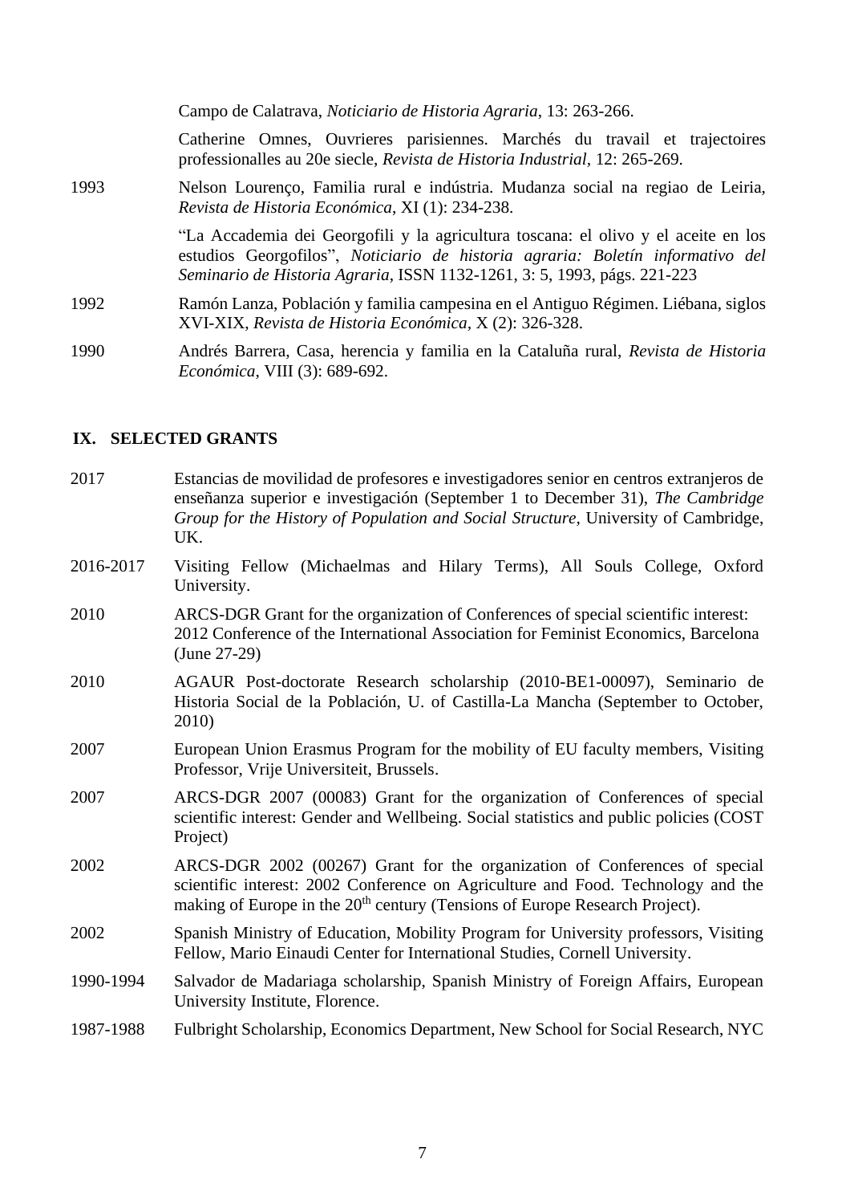Campo de Calatrava, *Noticiario de Historia Agraria*, 13: 263-266.

Catherine Omnes, Ouvrieres parisiennes. Marchés du travail et trajectoires professionalles au 20e siecle, *Revista de Historia Industrial*, 12: 265-269.

1993 Nelson Lourenço, Familia rural e indústria. Mudanza social na regiao de Leiria, *Revista de Historia Económica*, XI (1): 234-238.

"La Accademia dei Georgofili y la agricultura toscana: el olivo y el aceite en los estudios Georgofilos", *Noticiario de historia agraria: Boletín informativo del Seminario de Historia Agraria*, ISSN 1132-1261, 3: 5, 1993, págs. 221-223

1992 Ramón Lanza, Población y familia campesina en el Antiguo Régimen. Liébana, siglos XVI-XIX, *Revista de Historia Económica*, X (2): 326-328.

1990 Andrés Barrera, Casa, herencia y familia en la Cataluña rural, *Revista de Historia Económica*, VIII (3): 689-692.

## IX. SELECTED GRANTS

2017 Estancias de movilidad de profesores e investigadores senior en centros extranjeros de enseñanza superior e investigación (September 1 to December 31), *The Cambridge Group for the History of Population and Social Structure*, University of Cambridge, UK.

2016-2017 Visiting Fellow (Michaelmas and Hilary Terms), All Souls College, Oxford University.

2010 ARCS-DGR Grant for the organization of Conferences of special scientific interest: 2012 Conference of the International Association for Feminist Economics, Barcelona (June 27-29)

2010 AGAUR Post-doctorate Research scholarship (2010-BE1-00097), Seminario de Historia Social de la Población, U. of Castilla-La Mancha (September to October, 2010)

2007 European Union Erasmus Program for the mobility of EU faculty members, Visiting Professor, Vrije Universiteit, Brussels.

2007 ARCS-DGR 2007 (00083) Grant for the organization of Conferences of special scientific interest: Gender and Wellbeing. Social statistics and public policies (COST Project)

2002 ARCS-DGR 2002 (00267) Grant for the organization of Conferences of special scientific interest: 2002 Conference on Agriculture and Food. Technology and the making of Europe in the 20th century (Tensions of Europe Research Project).

2002 Spanish Ministry of Education, Mobility Program for University professors, Visiting Fellow, Mario Einaudi Center for International Studies, Cornell University.

1990-1994 Salvador de Madariaga scholarship, Spanish Ministry of Foreign Affairs, European University Institute, Florence.

1987-1988 Fulbright Scholarship, Economics Department, New School for Social Research, NYC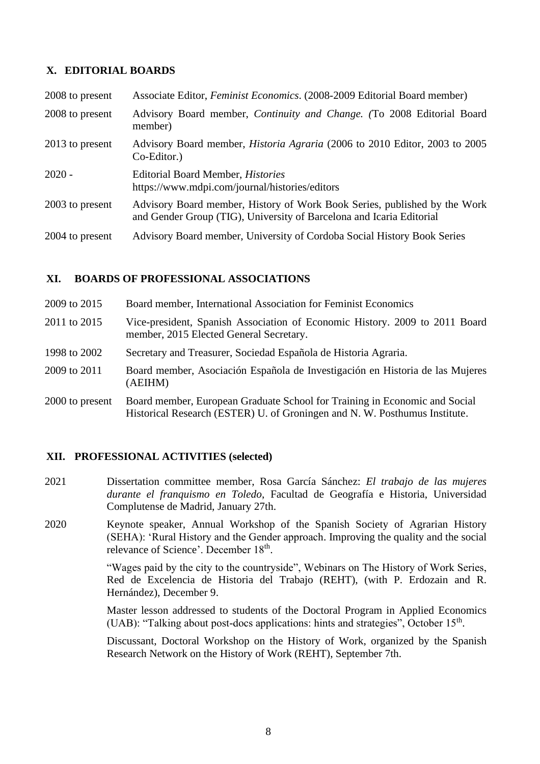## X. EDITORIAL BOARDS

| | |
|---|---|
| 2008 to present | Associate Editor, *Feminist Economics*. (2008-2009 Editorial Board member) |
| 2008 to present | Advisory Board member, *Continuity and Change. (*To 2008 Editorial Board member) |
| 2013 to present | Advisory Board member, *Historia Agraria* (2006 to 2010 Editor, 2003 to 2005 Co-Editor.) |
| 2020 - | Editorial Board Member, *Histories* https://www.mdpi.com/journal/histories/editors |
| 2003 to present | Advisory Board member, History of Work Book Series, published by the Work and Gender Group (TIG), University of Barcelona and Icaria Editorial |
| 2004 to present | Advisory Board member, University of Cordoba Social History Book Series |

## XI. BOARDS OF PROFESSIONAL ASSOCIATIONS

| | |
|---|---|
| 2009 to 2015 | Board member, International Association for Feminist Economics |
| 2011 to 2015 | Vice-president, Spanish Association of Economic History. 2009 to 2011 Board member, 2015 Elected General Secretary. |
| 1998 to 2002 | Secretary and Treasurer, Sociedad Española de Historia Agraria. |
| 2009 to 2011 | Board member, Asociación Española de Investigación en Historia de las Mujeres (AEIHM) |
| 2000 to present | Board member, European Graduate School for Training in Economic and Social Historical Research (ESTER) U. of Groningen and N. W. Posthumus Institute. |

## XII. PROFESSIONAL ACTIVITIES (selected)

2021 Dissertation committee member, Rosa García Sánchez: *El trabajo de las mujeres durante el franquismo en Toledo*, Facultad de Geografía e Historia, Universidad Complutense de Madrid, January 27th.

2020 Keynote speaker, Annual Workshop of the Spanish Society of Agrarian History (SEHA): 'Rural History and the Gender approach. Improving the quality and the social relevance of Science'. December 18th.

"Wages paid by the city to the countryside", Webinars on The History of Work Series, Red de Excelencia de Historia del Trabajo (REHT), (with P. Erdozain and R. Hernández), December 9.

Master lesson addressed to students of the Doctoral Program in Applied Economics (UAB): "Talking about post-docs applications: hints and strategies", October 15th.

Discussant, Doctoral Workshop on the History of Work, organized by the Spanish Research Network on the History of Work (REHT), September 7th.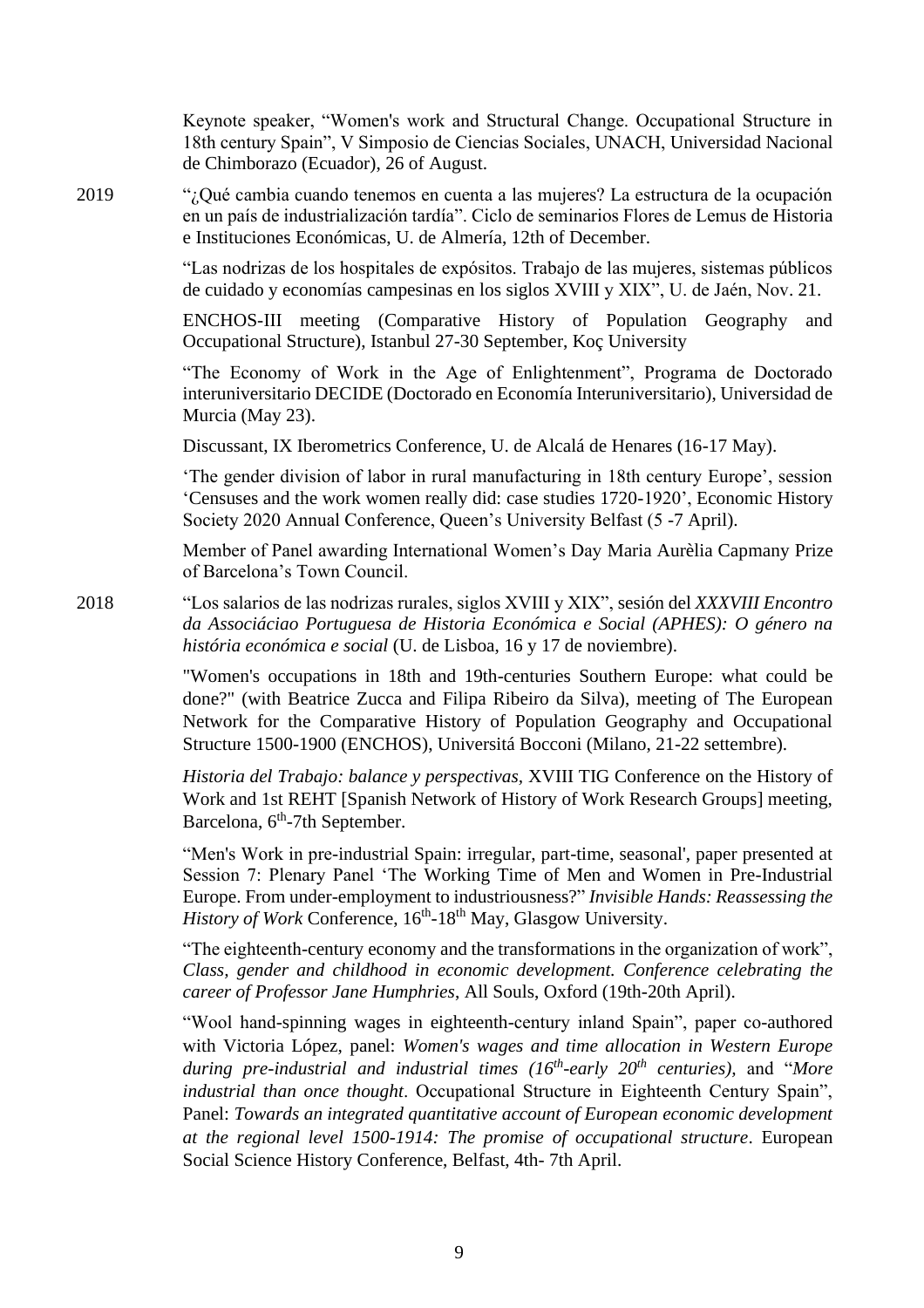Keynote speaker, "Women's work and Structural Change. Occupational Structure in 18th century Spain", V Simposio de Ciencias Sociales, UNACH, Universidad Nacional de Chimborazo (Ecuador), 26 of August.

2019 "¿Qué cambia cuando tenemos en cuenta a las mujeres? La estructura de la ocupación en un país de industrialización tardía". Ciclo de seminarios Flores de Lemus de Historia e Instituciones Económicas, U. de Almería, 12th of December.

"Las nodrizas de los hospitales de expósitos. Trabajo de las mujeres, sistemas públicos de cuidado y economías campesinas en los siglos XVIII y XIX", U. de Jaén, Nov. 21.

ENCHOS-III meeting (Comparative History of Population Geography and Occupational Structure), Istanbul 27-30 September, Koç University

"The Economy of Work in the Age of Enlightenment", Programa de Doctorado interuniversitario DECIDE (Doctorado en Economía Interuniversitario), Universidad de Murcia (May 23).

Discussant, IX Iberometrics Conference, U. de Alcalá de Henares (16-17 May).

'The gender division of labor in rural manufacturing in 18th century Europe', session 'Censuses and the work women really did: case studies 1720-1920', Economic History Society 2020 Annual Conference, Queen's University Belfast (5 -7 April).

Member of Panel awarding International Women's Day Maria Aurèlia Capmany Prize of Barcelona's Town Council.

2018 "Los salarios de las nodrizas rurales, siglos XVIII y XIX", sesión del *XXXVIII Encontro da Associáciao Portuguesa de Historia Económica e Social (APHES): O género na história económica e social* (U. de Lisboa, 16 y 17 de noviembre).

"Women's occupations in 18th and 19th-centuries Southern Europe: what could be done?" (with Beatrice Zucca and Filipa Ribeiro da Silva), meeting of The European Network for the Comparative History of Population Geography and Occupational Structure 1500-1900 (ENCHOS), Universitá Bocconi (Milano, 21-22 settembre).

*Historia del Trabajo: balance y perspectivas*, XVIII TIG Conference on the History of Work and 1st REHT [Spanish Network of History of Work Research Groups] meeting, Barcelona, 6th-7th September.

"Men's Work in pre-industrial Spain: irregular, part-time, seasonal', paper presented at Session 7: Plenary Panel 'The Working Time of Men and Women in Pre-Industrial Europe. From under-employment to industriousness?" *Invisible Hands: Reassessing the History of Work* Conference, 16th-18th May, Glasgow University.

"The eighteenth-century economy and the transformations in the organization of work", *Class, gender and childhood in economic development. Conference celebrating the career of Professor Jane Humphries*, All Souls, Oxford (19th-20th April).

"Wool hand-spinning wages in eighteenth-century inland Spain", paper co-authored with Victoria López, panel: *Women's wages and time allocation in Western Europe during pre-industrial and industrial times (16th-early 20th centuries),* and "*More industrial than once thought*. Occupational Structure in Eighteenth Century Spain", Panel: *Towards an integrated quantitative account of European economic development at the regional level 1500-1914: The promise of occupational structure*. European Social Science History Conference, Belfast, 4th- 7th April.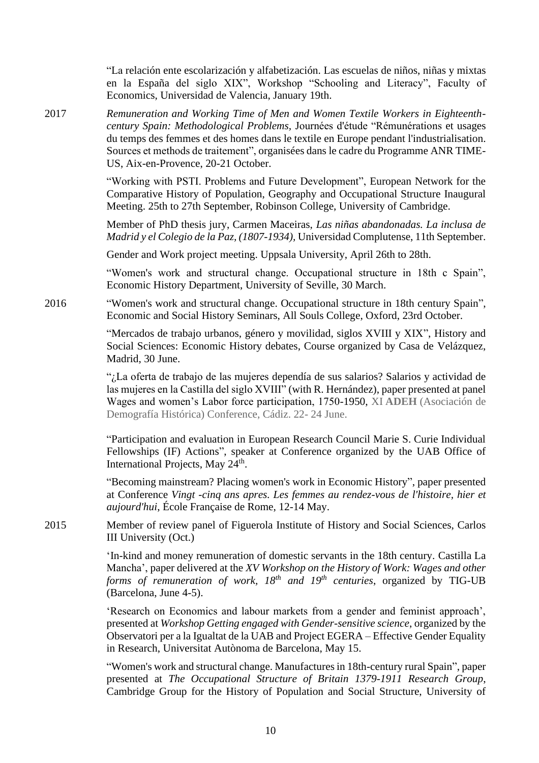"La relación ente escolarización y alfabetización. Las escuelas de niños, niñas y mixtas en la España del siglo XIX", Workshop "Schooling and Literacy", Faculty of Economics, Universidad de Valencia, January 19th.

**2017**

*Remuneration and Working Time of Men and Women Textile Workers in Eighteenth-century Spain: Methodological Problems*, Journées d'étude "Rémunérations et usages du temps des femmes et des homes dans le textile en Europe pendant l'industrialisation. Sources et methods de traitement", organisées dans le cadre du Programme ANR TIME-US, Aix-en-Provence, 20-21 October.

"Working with PSTI. Problems and Future Development", European Network for the Comparative History of Population, Geography and Occupational Structure Inaugural Meeting. 25th to 27th September, Robinson College, University of Cambridge.

Member of PhD thesis jury, Carmen Maceiras, *Las niñas abandonadas. La inclusa de Madrid y el Colegio de la Paz, (1807-1934)*, Universidad Complutense, 11th September.

Gender and Work project meeting. Uppsala University, April 26th to 28th.

"Women's work and structural change. Occupational structure in 18th c Spain", Economic History Department, University of Seville, 30 March.

**2016**

"Women's work and structural change. Occupational structure in 18th century Spain", Economic and Social History Seminars, All Souls College, Oxford, 23rd October.

"Mercados de trabajo urbanos, género y movilidad, siglos XVIII y XIX", History and Social Sciences: Economic History debates, Course organized by Casa de Velázquez, Madrid, 30 June.

"¿La oferta de trabajo de las mujeres dependía de sus salarios? Salarios y actividad de las mujeres en la Castilla del siglo XVIII" (with R. Hernández), paper presented at panel Wages and women's Labor force participation, 1750-1950, XI **ADEH** (Asociación de Demografía Histórica) Conference, Cádiz. 22- 24 June.

"Participation and evaluation in European Research Council Marie S. Curie Individual Fellowships (IF) Actions", speaker at Conference organized by the UAB Office of International Projects, May 24th.

"Becoming mainstream? Placing women's work in Economic History", paper presented at Conference *Vingt -cinq ans apres. Les femmes au rendez-vous de l'histoire, hier et aujourd'hui*, École Française de Rome, 12-14 May.

**2015**

Member of review panel of Figuerola Institute of History and Social Sciences, Carlos III University (Oct.)

'In-kind and money remuneration of domestic servants in the 18th century. Castilla La Mancha', paper delivered at the *XV Workshop on the History of Work: Wages and other forms of remuneration of work, 18th and 19th centuries*, organized by TIG-UB (Barcelona, June 4-5).

'Research on Economics and labour markets from a gender and feminist approach', presented at *Workshop Getting engaged with Gender-sensitive science*, organized by the Observatori per a la Igualtat de la UAB and Project EGERA – Effective Gender Equality in Research, Universitat Autònoma de Barcelona, May 15.

"Women's work and structural change. Manufactures in 18th-century rural Spain", paper presented at *The Occupational Structure of Britain 1379-1911 Research Group*, Cambridge Group for the History of Population and Social Structure, University of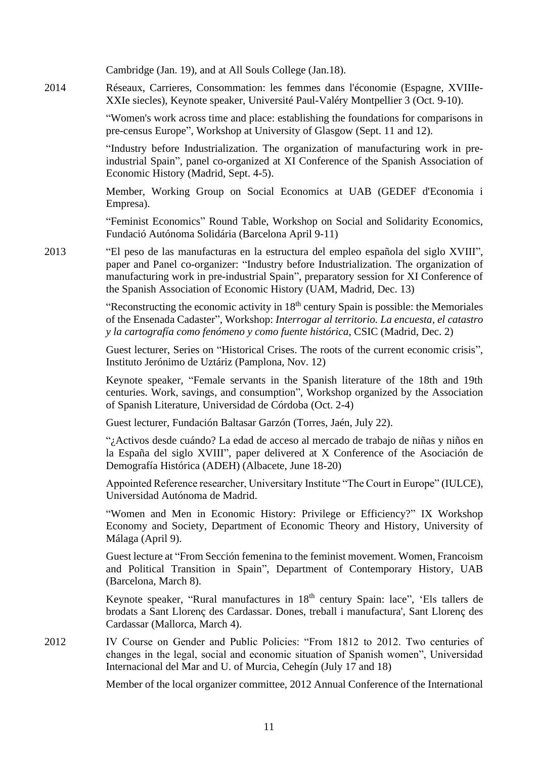Cambridge (Jan. 19), and at All Souls College (Jan.18).

2014 Réseaux, Carrieres, Consommation: les femmes dans l'économie (Espagne, XVIIIe-XXIe siecles), Keynote speaker, Université Paul-Valéry Montpellier 3 (Oct. 9-10).

"Women's work across time and place: establishing the foundations for comparisons in pre-census Europe", Workshop at University of Glasgow (Sept. 11 and 12).

"Industry before Industrialization. The organization of manufacturing work in pre-industrial Spain", panel co-organized at XI Conference of the Spanish Association of Economic History (Madrid, Sept. 4-5).

Member, Working Group on Social Economics at UAB (GEDEF d'Economia i Empresa).

"Feminist Economics" Round Table, Workshop on Social and Solidarity Economics, Fundació Autónoma Solidária (Barcelona April 9-11)

2013 "El peso de las manufacturas en la estructura del empleo española del siglo XVIII", paper and Panel co-organizer: "Industry before Industrialization. The organization of manufacturing work in pre-industrial Spain", preparatory session for XI Conference of the Spanish Association of Economic History (UAM, Madrid, Dec. 13)

"Reconstructing the economic activity in 18th century Spain is possible: the Memoriales of the Ensenada Cadaster", Workshop: *Interrogar al territorio. La encuesta, el catastro y la cartografía como fenómeno y como fuente histórica*, CSIC (Madrid, Dec. 2)

Guest lecturer, Series on "Historical Crises. The roots of the current economic crisis", Instituto Jerónimo de Uztáriz (Pamplona, Nov. 12)

Keynote speaker, "Female servants in the Spanish literature of the 18th and 19th centuries. Work, savings, and consumption", Workshop organized by the Association of Spanish Literature, Universidad de Córdoba (Oct. 2-4)

Guest lecturer, Fundación Baltasar Garzón (Torres, Jaén, July 22).

"¿Activos desde cuándo? La edad de acceso al mercado de trabajo de niñas y niños en la España del siglo XVIII", paper delivered at X Conference of the Asociación de Demografía Histórica (ADEH) (Albacete, June 18-20)

Appointed Reference researcher, Universitary Institute "The Court in Europe" (IULCE), Universidad Autónoma de Madrid.

"Women and Men in Economic History: Privilege or Efficiency?" IX Workshop Economy and Society, Department of Economic Theory and History, University of Málaga (April 9).

Guest lecture at "From Sección femenina to the feminist movement. Women, Francoism and Political Transition in Spain", Department of Contemporary History, UAB (Barcelona, March 8).

Keynote speaker, "Rural manufactures in 18th century Spain: lace", 'Els tallers de brodats a Sant Llorenç des Cardassar. Dones, treball i manufactura', Sant Llorenç des Cardassar (Mallorca, March 4).

2012 IV Course on Gender and Public Policies: "From 1812 to 2012. Two centuries of changes in the legal, social and economic situation of Spanish women", Universidad Internacional del Mar and U. of Murcia, Cehegín (July 17 and 18)

Member of the local organizer committee, 2012 Annual Conference of the International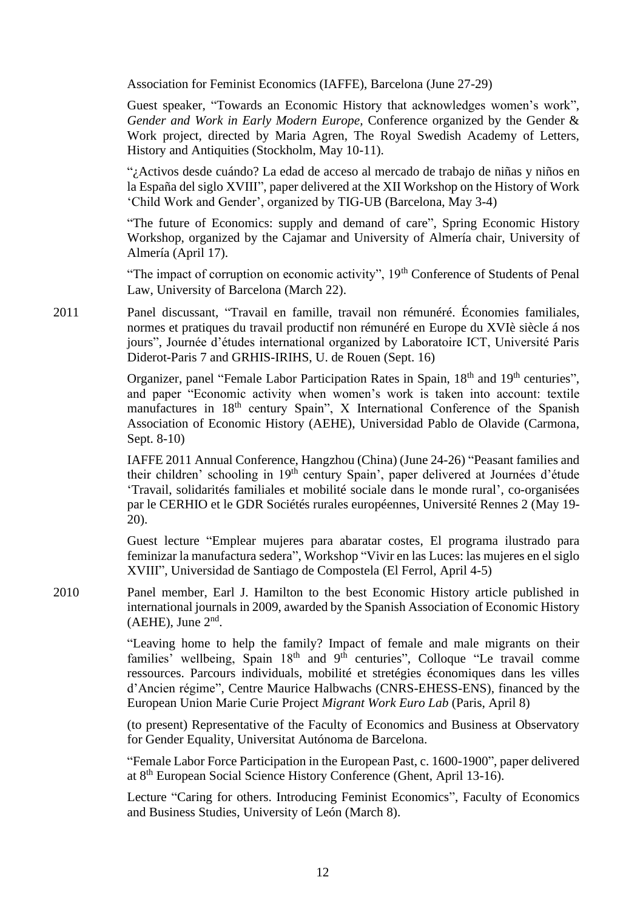Association for Feminist Economics (IAFFE), Barcelona (June 27-29)

Guest speaker, "Towards an Economic History that acknowledges women's work", *Gender and Work in Early Modern Europe,* Conference organized by the Gender & Work project, directed by Maria Agren, The Royal Swedish Academy of Letters, History and Antiquities (Stockholm, May 10-11).

"¿Activos desde cuándo? La edad de acceso al mercado de trabajo de niñas y niños en la España del siglo XVIII", paper delivered at the XII Workshop on the History of Work 'Child Work and Gender', organized by TIG-UB (Barcelona, May 3-4)

"The future of Economics: supply and demand of care", Spring Economic History Workshop, organized by the Cajamar and University of Almería chair, University of Almería (April 17).

"The impact of corruption on economic activity", 19th Conference of Students of Penal Law, University of Barcelona (March 22).

2011 Panel discussant, "Travail en famille, travail non rémunéré. Économies familiales, normes et pratiques du travail productif non rémunéré en Europe du XVIè siècle á nos jours", Journée d'études international organized by Laboratoire ICT, Université Paris Diderot-Paris 7 and GRHIS-IRIHS, U. de Rouen (Sept. 16)

Organizer, panel "Female Labor Participation Rates in Spain, 18th and 19th centuries", and paper "Economic activity when women's work is taken into account: textile manufactures in 18th century Spain", X International Conference of the Spanish Association of Economic History (AEHE), Universidad Pablo de Olavide (Carmona, Sept. 8-10)

IAFFE 2011 Annual Conference, Hangzhou (China) (June 24-26) "Peasant families and their children' schooling in 19th century Spain', paper delivered at Journées d'étude 'Travail, solidarités familiales et mobilité sociale dans le monde rural', co-organisées par le CERHIO et le GDR Sociétés rurales européennes, Université Rennes 2 (May 19-20).

Guest lecture "Emplear mujeres para abaratar costes, El programa ilustrado para feminizar la manufactura sedera", Workshop "Vivir en las Luces: las mujeres en el siglo XVIII", Universidad de Santiago de Compostela (El Ferrol, April 4-5)

2010 Panel member, Earl J. Hamilton to the best Economic History article published in international journals in 2009, awarded by the Spanish Association of Economic History (AEHE), June 2nd.

"Leaving home to help the family? Impact of female and male migrants on their families' wellbeing, Spain 18th and 9th centuries", Colloque "Le travail comme ressources. Parcours individuals, mobilité et stretégies économiques dans les villes d'Ancien régime", Centre Maurice Halbwachs (CNRS-EHESS-ENS), financed by the European Union Marie Curie Project *Migrant Work Euro Lab* (Paris, April 8)

(to present) Representative of the Faculty of Economics and Business at Observatory for Gender Equality, Universitat Autónoma de Barcelona.

"Female Labor Force Participation in the European Past, c. 1600-1900", paper delivered at 8th European Social Science History Conference (Ghent, April 13-16).

Lecture "Caring for others. Introducing Feminist Economics", Faculty of Economics and Business Studies, University of León (March 8).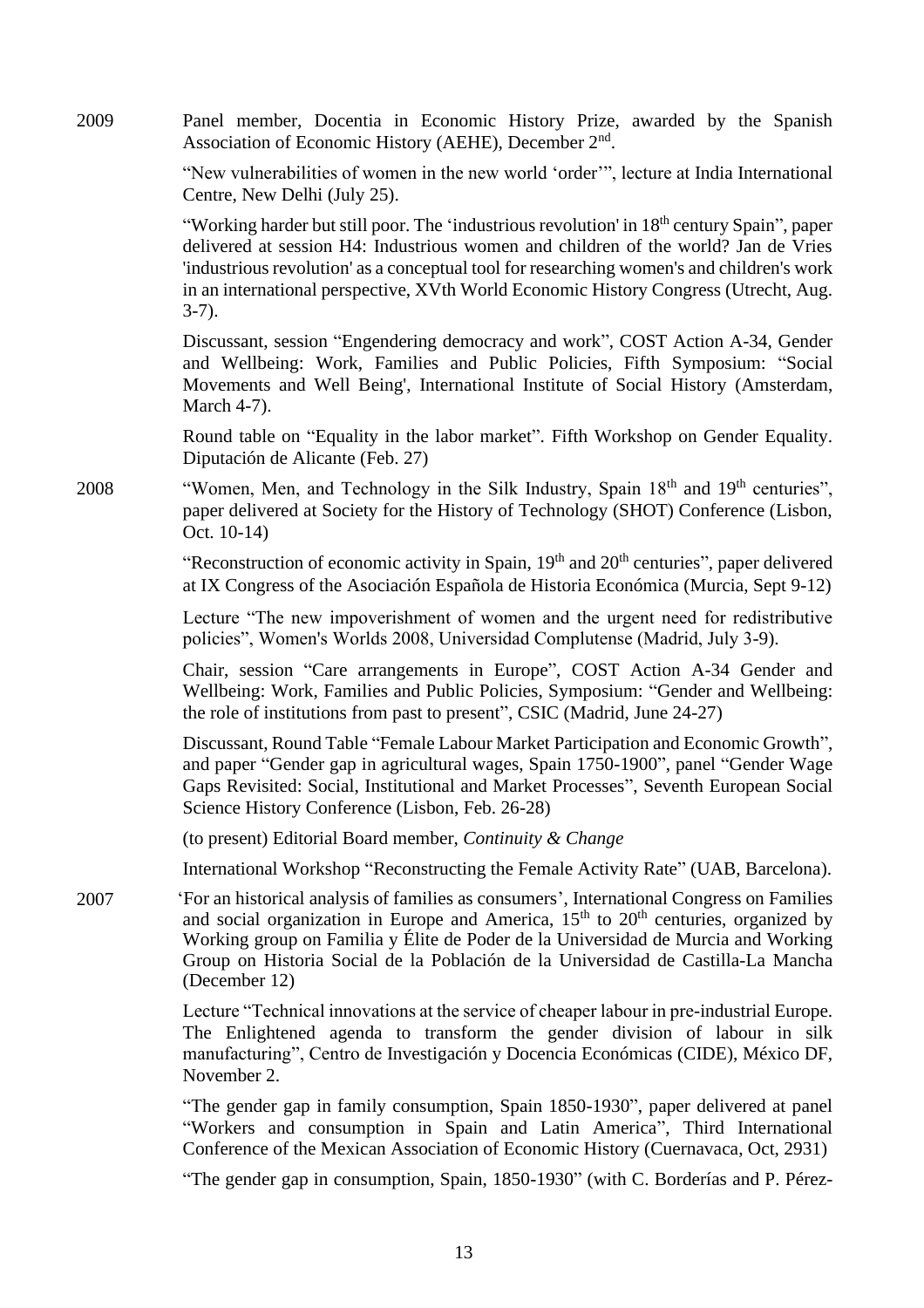2009 Panel member, Docentia in Economic History Prize, awarded by the Spanish Association of Economic History (AEHE), December 2nd.

"New vulnerabilities of women in the new world 'order'", lecture at India International Centre, New Delhi (July 25).

"Working harder but still poor. The 'industrious revolution' in 18th century Spain", paper delivered at session H4: Industrious women and children of the world? Jan de Vries 'industrious revolution' as a conceptual tool for researching women's and children's work in an international perspective, XVth World Economic History Congress (Utrecht, Aug. 3-7).

Discussant, session "Engendering democracy and work", COST Action A-34, Gender and Wellbeing: Work, Families and Public Policies, Fifth Symposium: "Social Movements and Well Being', International Institute of Social History (Amsterdam, March 4-7).

Round table on "Equality in the labor market". Fifth Workshop on Gender Equality. Diputación de Alicante (Feb. 27)

2008 "Women, Men, and Technology in the Silk Industry, Spain 18th and 19th centuries", paper delivered at Society for the History of Technology (SHOT) Conference (Lisbon, Oct. 10-14)

"Reconstruction of economic activity in Spain, 19th and 20th centuries", paper delivered at IX Congress of the Asociación Española de Historia Económica (Murcia, Sept 9-12)

Lecture "The new impoverishment of women and the urgent need for redistributive policies", Women's Worlds 2008, Universidad Complutense (Madrid, July 3-9).

Chair, session "Care arrangements in Europe", COST Action A-34 Gender and Wellbeing: Work, Families and Public Policies, Symposium: "Gender and Wellbeing: the role of institutions from past to present", CSIC (Madrid, June 24-27)

Discussant, Round Table "Female Labour Market Participation and Economic Growth", and paper "Gender gap in agricultural wages, Spain 1750-1900", panel "Gender Wage Gaps Revisited: Social, Institutional and Market Processes", Seventh European Social Science History Conference (Lisbon, Feb. 26-28)

(to present) Editorial Board member, *Continuity & Change*

International Workshop "Reconstructing the Female Activity Rate" (UAB, Barcelona).

2007 'For an historical analysis of families as consumers', International Congress on Families and social organization in Europe and America, 15th to 20th centuries, organized by Working group on Familia y Élite de Poder de la Universidad de Murcia and Working Group on Historia Social de la Población de la Universidad de Castilla-La Mancha (December 12)

Lecture "Technical innovations at the service of cheaper labour in pre-industrial Europe. The Enlightened agenda to transform the gender division of labour in silk manufacturing", Centro de Investigación y Docencia Económicas (CIDE), México DF, November 2.

"The gender gap in family consumption, Spain 1850-1930", paper delivered at panel "Workers and consumption in Spain and Latin America", Third International Conference of the Mexican Association of Economic History (Cuernavaca, Oct, 2931)

"The gender gap in consumption, Spain, 1850-1930" (with C. Borderías and P. Pérez-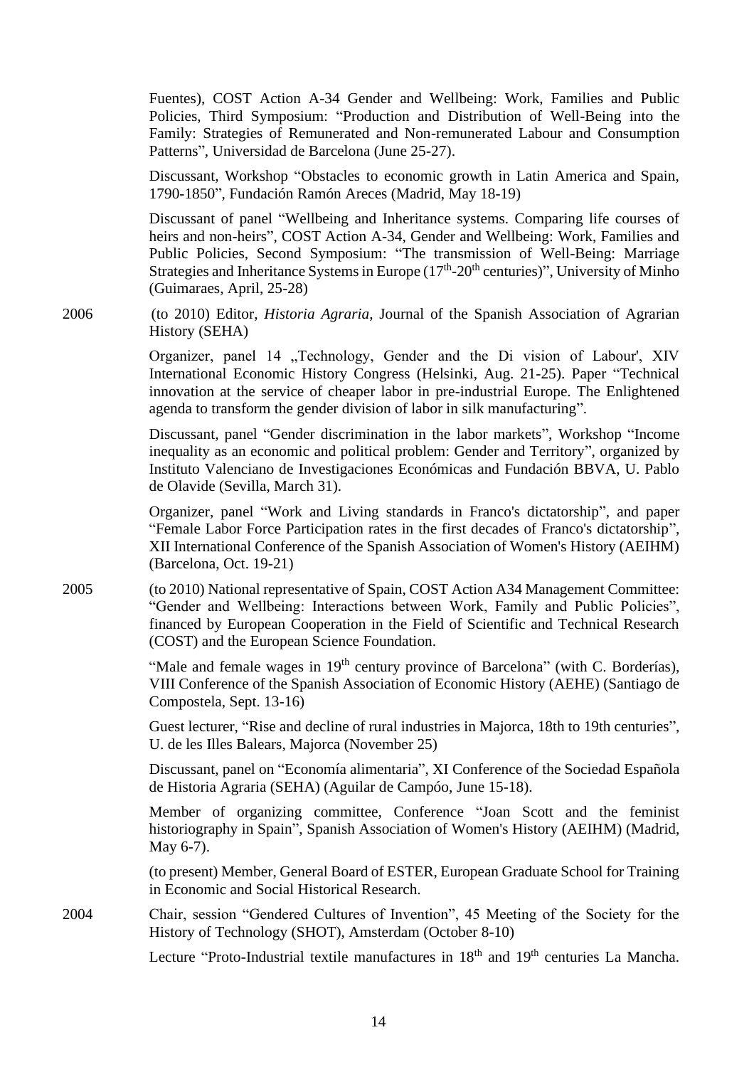Fuentes), COST Action A-34 Gender and Wellbeing: Work, Families and Public Policies, Third Symposium: "Production and Distribution of Well-Being into the Family: Strategies of Remunerated and Non-remunerated Labour and Consumption Patterns", Universidad de Barcelona (June 25-27).

Discussant, Workshop "Obstacles to economic growth in Latin America and Spain, 1790-1850", Fundación Ramón Areces (Madrid, May 18-19)

Discussant of panel "Wellbeing and Inheritance systems. Comparing life courses of heirs and non-heirs", COST Action A-34, Gender and Wellbeing: Work, Families and Public Policies, Second Symposium: "The transmission of Well-Being: Marriage Strategies and Inheritance Systems in Europe ($17^{th}$-$20^{th}$ centuries)", University of Minho (Guimaraes, April, 25-28)

2006 (to 2010) Editor, *Historia Agraria*, Journal of the Spanish Association of Agrarian History (SEHA)

Organizer, panel 14 „Technology, Gender and the Di vision of Labour', XIV International Economic History Congress (Helsinki, Aug. 21-25). Paper "Technical innovation at the service of cheaper labor in pre-industrial Europe. The Enlightened agenda to transform the gender division of labor in silk manufacturing".

Discussant, panel "Gender discrimination in the labor markets", Workshop "Income inequality as an economic and political problem: Gender and Territory", organized by Instituto Valenciano de Investigaciones Económicas and Fundación BBVA, U. Pablo de Olavide (Sevilla, March 31).

Organizer, panel "Work and Living standards in Franco's dictatorship", and paper "Female Labor Force Participation rates in the first decades of Franco's dictatorship", XII International Conference of the Spanish Association of Women's History (AEIHM) (Barcelona, Oct. 19-21)

2005 (to 2010) National representative of Spain, COST Action A34 Management Committee: "Gender and Wellbeing: Interactions between Work, Family and Public Policies", financed by European Cooperation in the Field of Scientific and Technical Research (COST) and the European Science Foundation.

"Male and female wages in $19^{th}$ century province of Barcelona" (with C. Borderías), VIII Conference of the Spanish Association of Economic History (AEHE) (Santiago de Compostela, Sept. 13-16)

Guest lecturer, "Rise and decline of rural industries in Majorca, 18th to 19th centuries", U. de les Illes Balears, Majorca (November 25)

Discussant, panel on "Economía alimentaria", XI Conference of the Sociedad Española de Historia Agraria (SEHA) (Aguilar de Campóo, June 15-18).

Member of organizing committee, Conference "Joan Scott and the feminist historiography in Spain", Spanish Association of Women's History (AEIHM) (Madrid, May 6-7).

(to present) Member, General Board of ESTER, European Graduate School for Training in Economic and Social Historical Research.

2004 Chair, session "Gendered Cultures of Invention", 45 Meeting of the Society for the History of Technology (SHOT), Amsterdam (October 8-10)

Lecture "Proto-Industrial textile manufactures in $18^{th}$ and $19^{th}$ centuries La Mancha.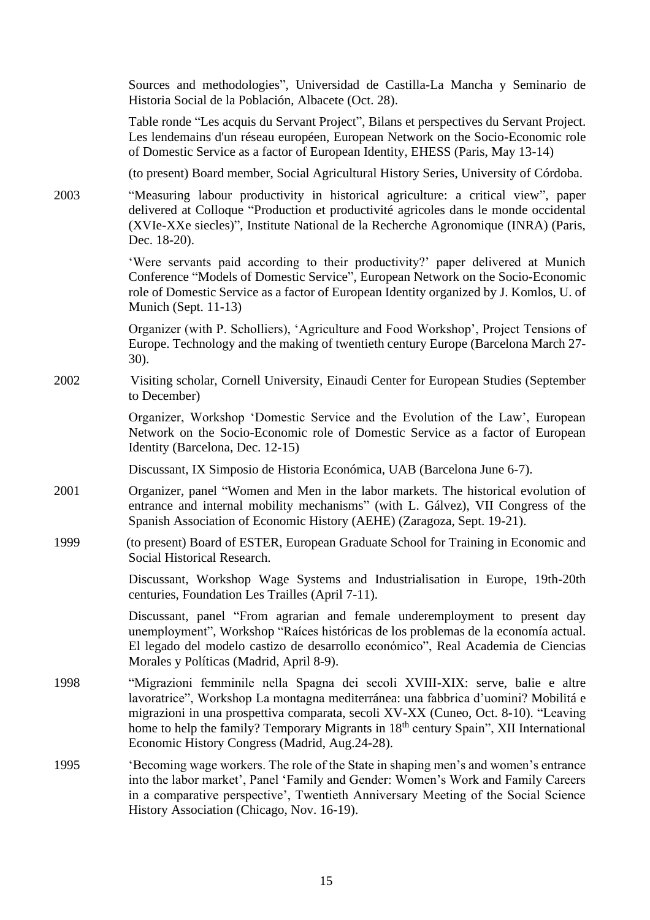Sources and methodologies", Universidad de Castilla-La Mancha y Seminario de Historia Social de la Población, Albacete (Oct. 28).

Table ronde "Les acquis du Servant Project", Bilans et perspectives du Servant Project. Les lendemains d'un réseau européen, European Network on the Socio-Economic role of Domestic Service as a factor of European Identity, EHESS (Paris, May 13-14)

(to present) Board member, Social Agricultural History Series, University of Córdoba.

2003 "Measuring labour productivity in historical agriculture: a critical view", paper delivered at Colloque "Production et productivité agricoles dans le monde occidental (XVIe-XXe siecles)", Institute National de la Recherche Agronomique (INRA) (Paris, Dec. 18-20).

'Were servants paid according to their productivity?' paper delivered at Munich Conference "Models of Domestic Service", European Network on the Socio-Economic role of Domestic Service as a factor of European Identity organized by J. Komlos, U. of Munich (Sept. 11-13)

Organizer (with P. Scholliers), 'Agriculture and Food Workshop', Project Tensions of Europe. Technology and the making of twentieth century Europe (Barcelona March 27-30).

2002 Visiting scholar, Cornell University, Einaudi Center for European Studies (September to December)

Organizer, Workshop 'Domestic Service and the Evolution of the Law', European Network on the Socio-Economic role of Domestic Service as a factor of European Identity (Barcelona, Dec. 12-15)

Discussant, IX Simposio de Historia Económica, UAB (Barcelona June 6-7).

2001 Organizer, panel "Women and Men in the labor markets. The historical evolution of entrance and internal mobility mechanisms" (with L. Gálvez), VII Congress of the Spanish Association of Economic History (AEHE) (Zaragoza, Sept. 19-21).

1999 (to present) Board of ESTER, European Graduate School for Training in Economic and Social Historical Research.

Discussant, Workshop Wage Systems and Industrialisation in Europe, 19th-20th centuries, Foundation Les Trailles (April 7-11).

Discussant, panel "From agrarian and female underemployment to present day unemployment", Workshop "Raíces históricas de los problemas de la economía actual. El legado del modelo castizo de desarrollo económico", Real Academia de Ciencias Morales y Políticas (Madrid, April 8-9).

1998 "Migrazioni femminile nella Spagna dei secoli XVIII-XIX: serve, balie e altre lavoratrice", Workshop La montagna mediterránea: una fabbrica d'uomini? Mobilitá e migrazioni in una prospettiva comparata, secoli XV-XX (Cuneo, Oct. 8-10). "Leaving home to help the family? Temporary Migrants in 18th century Spain", XII International Economic History Congress (Madrid, Aug.24-28).

1995 'Becoming wage workers. The role of the State in shaping men's and women's entrance into the labor market', Panel 'Family and Gender: Women's Work and Family Careers in a comparative perspective', Twentieth Anniversary Meeting of the Social Science History Association (Chicago, Nov. 16-19).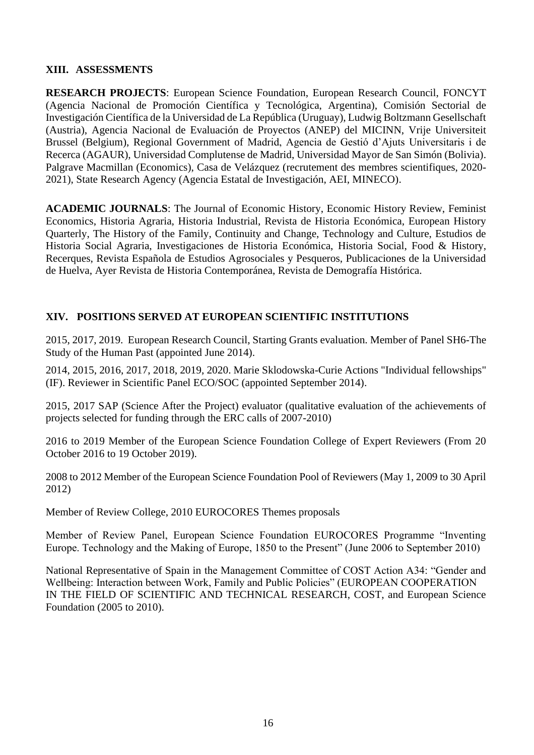## XIII. ASSESSMENTS

**RESEARCH PROJECTS**: European Science Foundation, European Research Council, FONCYT (Agencia Nacional de Promoción Científica y Tecnológica, Argentina), Comisión Sectorial de Investigación Científica de la Universidad de La República (Uruguay), Ludwig Boltzmann Gesellschaft (Austria), Agencia Nacional de Evaluación de Proyectos (ANEP) del MICINN, Vrije Universiteit Brussel (Belgium), Regional Government of Madrid, Agencia de Gestió d'Ajuts Universitaris i de Recerca (AGAUR), Universidad Complutense de Madrid, Universidad Mayor de San Simón (Bolivia). Palgrave Macmillan (Economics), Casa de Velázquez (recrutement des membres scientifiques, 2020-2021), State Research Agency (Agencia Estatal de Investigación, AEI, MINECO).

**ACADEMIC JOURNALS**: The Journal of Economic History, Economic History Review, Feminist Economics, Historia Agraria, Historia Industrial, Revista de Historia Económica, European History Quarterly, The History of the Family, Continuity and Change, Technology and Culture, Estudios de Historia Social Agraria, Investigaciones de Historia Económica, Historia Social, Food & History, Recerques, Revista Española de Estudios Agrosociales y Pesqueros, Publicaciones de la Universidad de Huelva, Ayer Revista de Historia Contemporánea, Revista de Demografía Histórica.

## XIV. POSITIONS SERVED AT EUROPEAN SCIENTIFIC INSTITUTIONS

2015, 2017, 2019. European Research Council, Starting Grants evaluation. Member of Panel SH6-The Study of the Human Past (appointed June 2014).

2014, 2015, 2016, 2017, 2018, 2019, 2020. Marie Sklodowska-Curie Actions "Individual fellowships" (IF). Reviewer in Scientific Panel ECO/SOC (appointed September 2014).

2015, 2017 SAP (Science After the Project) evaluator (qualitative evaluation of the achievements of projects selected for funding through the ERC calls of 2007-2010)

2016 to 2019 Member of the European Science Foundation College of Expert Reviewers (From 20 October 2016 to 19 October 2019).

2008 to 2012 Member of the European Science Foundation Pool of Reviewers (May 1, 2009 to 30 April 2012)

Member of Review College, 2010 EUROCORES Themes proposals

Member of Review Panel, European Science Foundation EUROCORES Programme "Inventing Europe. Technology and the Making of Europe, 1850 to the Present" (June 2006 to September 2010)

National Representative of Spain in the Management Committee of COST Action A34: "Gender and Wellbeing: Interaction between Work, Family and Public Policies" (EUROPEAN COOPERATION IN THE FIELD OF SCIENTIFIC AND TECHNICAL RESEARCH, COST, and European Science Foundation (2005 to 2010).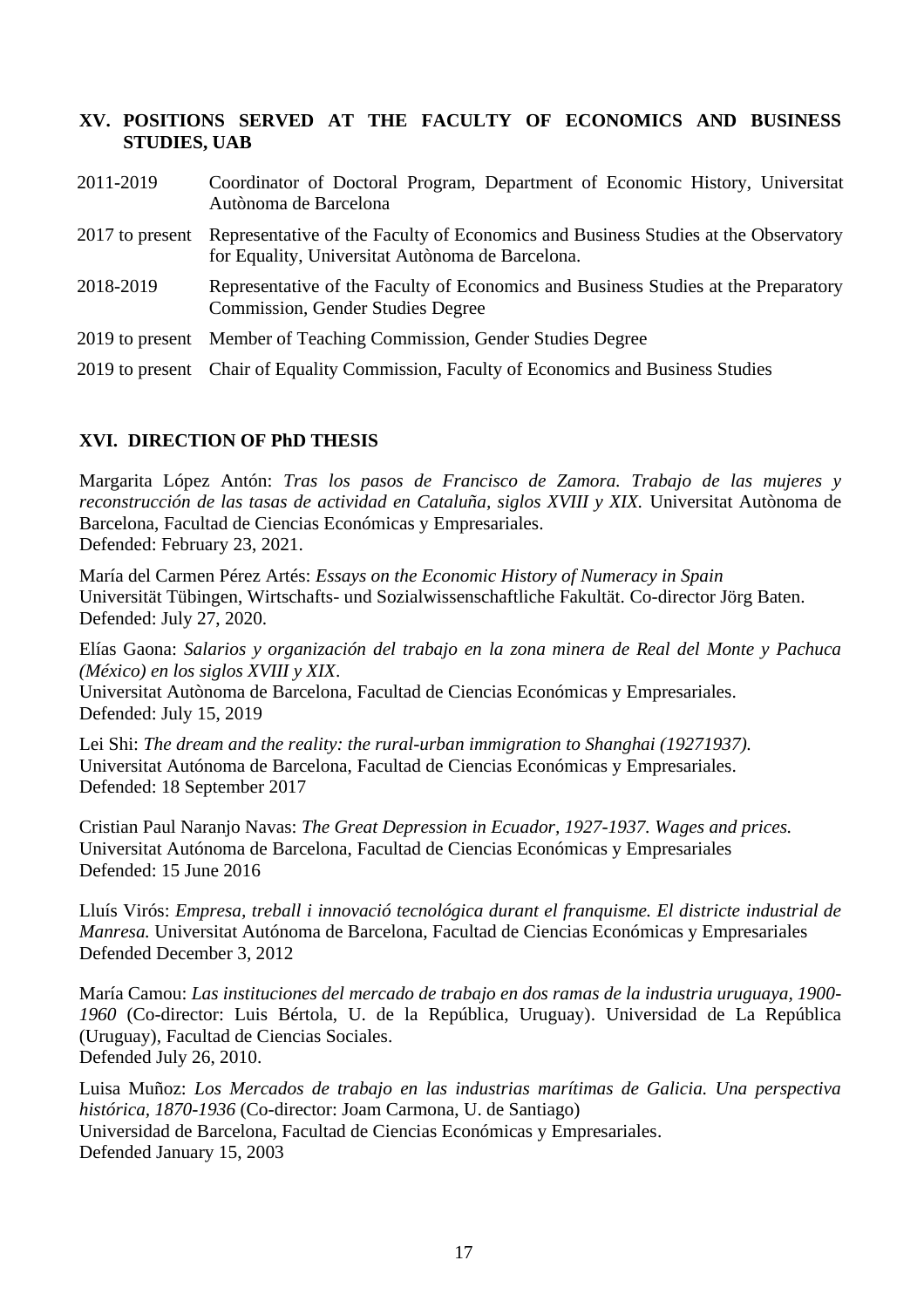## XV. POSITIONS SERVED AT THE FACULTY OF ECONOMICS AND BUSINESS STUDIES, UAB

| | |
|---|---|
| 2011-2019 | Coordinator of Doctoral Program, Department of Economic History, Universitat Autònoma de Barcelona |
| 2017 to present | Representative of the Faculty of Economics and Business Studies at the Observatory for Equality, Universitat Autònoma de Barcelona. |
| 2018-2019 | Representative of the Faculty of Economics and Business Studies at the Preparatory Commission, Gender Studies Degree |
| 2019 to present | Member of Teaching Commission, Gender Studies Degree |
| 2019 to present | Chair of Equality Commission, Faculty of Economics and Business Studies |

## XVI. DIRECTION OF PhD THESIS

Margarita López Antón: *Tras los pasos de Francisco de Zamora. Trabajo de las mujeres y reconstrucción de las tasas de actividad en Cataluña, siglos XVIII y XIX.* Universitat Autònoma de Barcelona, Facultad de Ciencias Económicas y Empresariales.
Defended: February 23, 2021.

María del Carmen Pérez Artés: *Essays on the Economic History of Numeracy in Spain*
Universität Tübingen, Wirtschafts- und Sozialwissenschaftliche Fakultät. Co-director Jörg Baten.
Defended: July 27, 2020.

Elías Gaona: *Salarios y organización del trabajo en la zona minera de Real del Monte y Pachuca (México) en los siglos XVIII y XIX*.
Universitat Autònoma de Barcelona, Facultad de Ciencias Económicas y Empresariales.
Defended: July 15, 2019

Lei Shi: *The dream and the reality: the rural-urban immigration to Shanghai (19271937).*
Universitat Autónoma de Barcelona, Facultad de Ciencias Económicas y Empresariales.
Defended: 18 September 2017

Cristian Paul Naranjo Navas: *The Great Depression in Ecuador, 1927-1937. Wages and prices.*
Universitat Autónoma de Barcelona, Facultad de Ciencias Económicas y Empresariales
Defended: 15 June 2016

Lluís Virós: *Empresa, treball i innovació tecnológica durant el franquisme. El districte industrial de Manresa.* Universitat Autónoma de Barcelona, Facultad de Ciencias Económicas y Empresariales
Defended December 3, 2012

María Camou: *Las instituciones del mercado de trabajo en dos ramas de la industria uruguaya, 1900-1960* (Co-director: Luis Bértola, U. de la República, Uruguay). Universidad de La República (Uruguay), Facultad de Ciencias Sociales.
Defended July 26, 2010.

Luisa Muñoz: *Los Mercados de trabajo en las industrias marítimas de Galicia. Una perspectiva histórica, 1870-1936* (Co-director: Joam Carmona, U. de Santiago)
Universidad de Barcelona, Facultad de Ciencias Económicas y Empresariales.
Defended January 15, 2003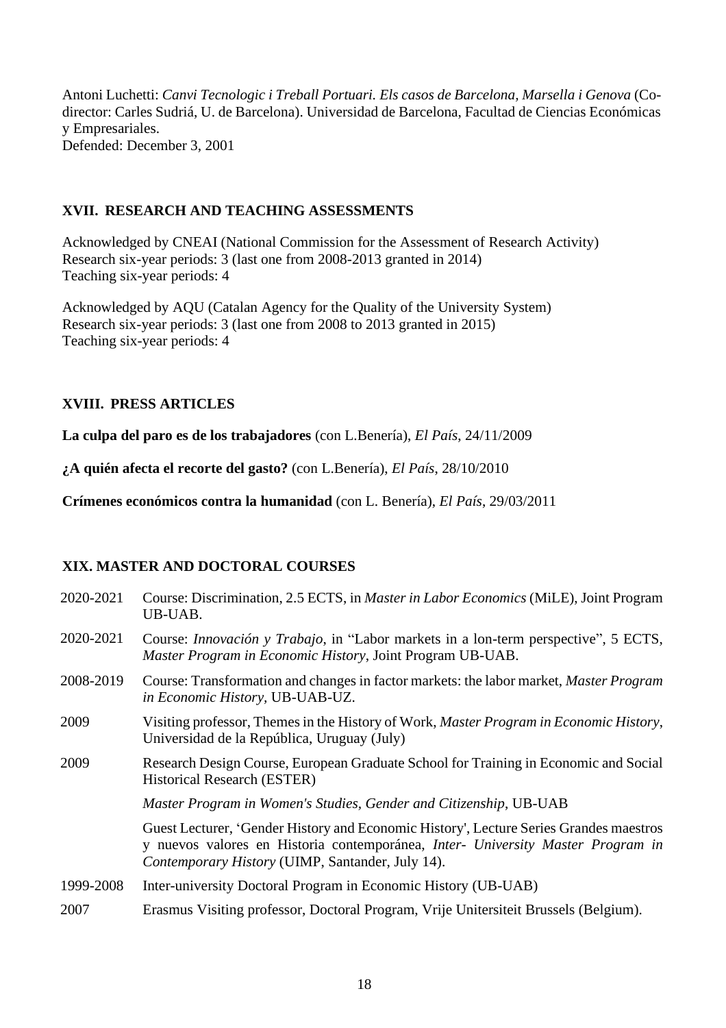Antoni Luchetti: *Canvi Tecnologic i Treball Portuari. Els casos de Barcelona, Marsella i Genova* (Co-director: Carles Sudriá, U. de Barcelona). Universidad de Barcelona, Facultad de Ciencias Económicas y Empresariales.
Defended: December 3, 2001

## XVII. RESEARCH AND TEACHING ASSESSMENTS

Acknowledged by CNEAI (National Commission for the Assessment of Research Activity)
Research six-year periods: 3 (last one from 2008-2013 granted in 2014)
Teaching six-year periods: 4

Acknowledged by AQU (Catalan Agency for the Quality of the University System)
Research six-year periods: 3 (last one from 2008 to 2013 granted in 2015)
Teaching six-year periods: 4

## XVIII. PRESS ARTICLES

**La culpa del paro es de los trabajadores** (con L.Benería), *El País*, 24/11/2009

**¿A quién afecta el recorte del gasto?** (con L.Benería), *El País*, 28/10/2010

**Crímenes económicos contra la humanidad** (con L. Benería), *El País*, 29/03/2011

## XIX. MASTER AND DOCTORAL COURSES

2020-2021 Course: Discrimination, 2.5 ECTS, in *Master in Labor Economics* (MiLE), Joint Program UB-UAB.

2020-2021 Course: *Innovación y Trabajo*, in "Labor markets in a lon-term perspective", 5 ECTS, *Master Program in Economic History*, Joint Program UB-UAB.

2008-2019 Course: Transformation and changes in factor markets: the labor market, *Master Program in Economic History*, UB-UAB-UZ.

2009 Visiting professor, Themes in the History of Work, *Master Program in Economic History*, Universidad de la República, Uruguay (July)

2009 Research Design Course, European Graduate School for Training in Economic and Social Historical Research (ESTER)

*Master Program in Women's Studies, Gender and Citizenship*, UB-UAB

Guest Lecturer, 'Gender History and Economic History', Lecture Series Grandes maestros y nuevos valores en Historia contemporánea, *Inter- University Master Program in Contemporary History* (UIMP, Santander, July 14).

1999-2008 Inter-university Doctoral Program in Economic History (UB-UAB)

2007 Erasmus Visiting professor, Doctoral Program, Vrije Unitersiteit Brussels (Belgium).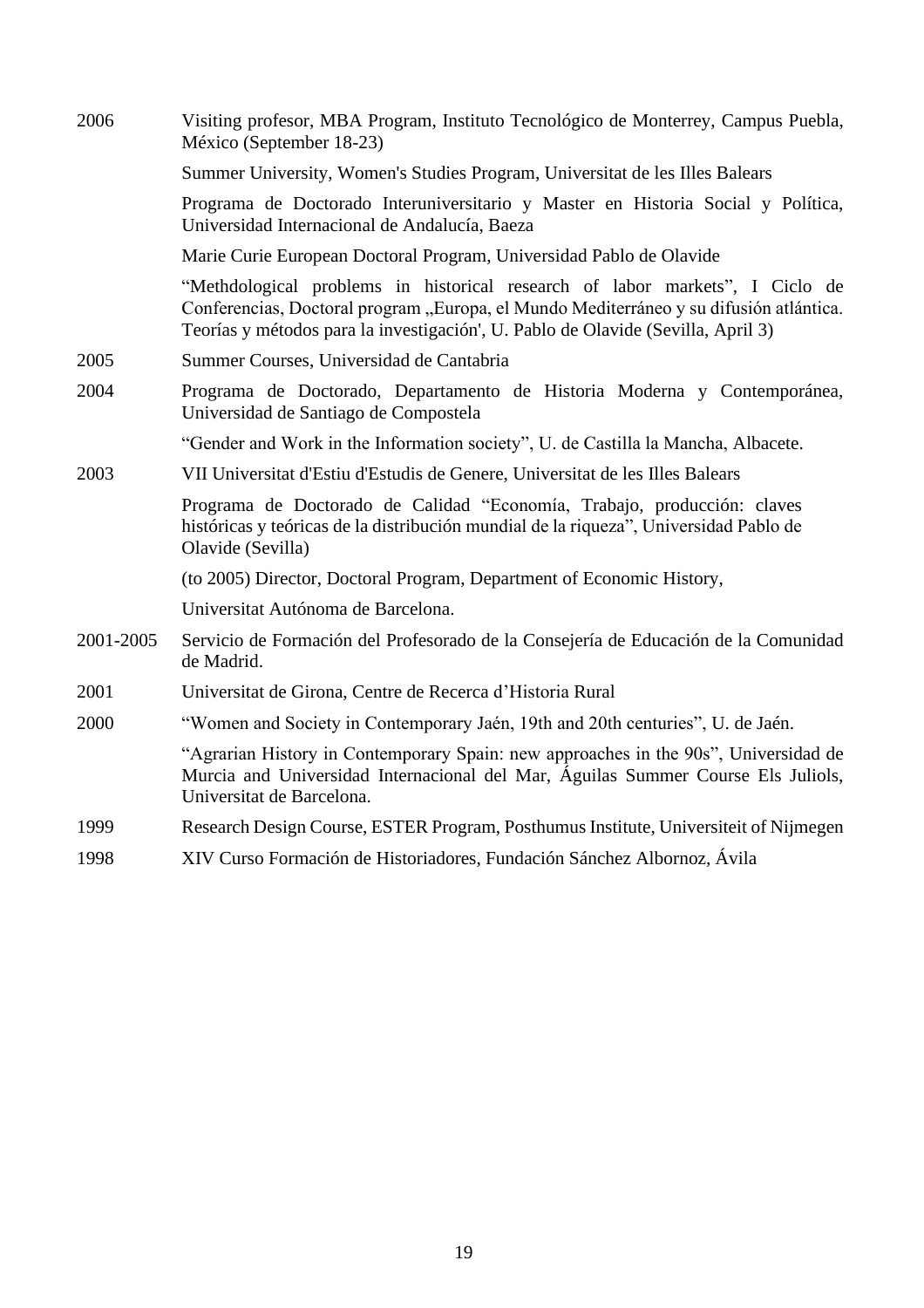2006 Visiting profesor, MBA Program, Instituto Tecnológico de Monterrey, Campus Puebla, México (September 18-23)

Summer University, Women's Studies Program, Universitat de les Illes Balears

Programa de Doctorado Interuniversitario y Master en Historia Social y Política, Universidad Internacional de Andalucía, Baeza

Marie Curie European Doctoral Program, Universidad Pablo de Olavide

"Methdological problems in historical research of labor markets", I Ciclo de Conferencias, Doctoral program „Europa, el Mundo Mediterráneo y su difusión atlántica. Teorías y métodos para la investigación', U. Pablo de Olavide (Sevilla, April 3)

2005 Summer Courses, Universidad de Cantabria

2004 Programa de Doctorado, Departamento de Historia Moderna y Contemporánea, Universidad de Santiago de Compostela

"Gender and Work in the Information society", U. de Castilla la Mancha, Albacete.

2003 VII Universitat d'Estiu d'Estudis de Genere, Universitat de les Illes Balears

Programa de Doctorado de Calidad "Economía, Trabajo, producción: claves históricas y teóricas de la distribución mundial de la riqueza", Universidad Pablo de Olavide (Sevilla)

(to 2005) Director, Doctoral Program, Department of Economic History,

Universitat Autónoma de Barcelona.

2001-2005 Servicio de Formación del Profesorado de la Consejería de Educación de la Comunidad de Madrid.

2001 Universitat de Girona, Centre de Recerca d'Historia Rural

2000 "Women and Society in Contemporary Jaén, 19th and 20th centuries", U. de Jaén.

"Agrarian History in Contemporary Spain: new approaches in the 90s", Universidad de Murcia and Universidad Internacional del Mar, Águilas Summer Course Els Juliols, Universitat de Barcelona.

1999 Research Design Course, ESTER Program, Posthumus Institute, Universiteit of Nijmegen

1998 XIV Curso Formación de Historiadores, Fundación Sánchez Albornoz, Ávila